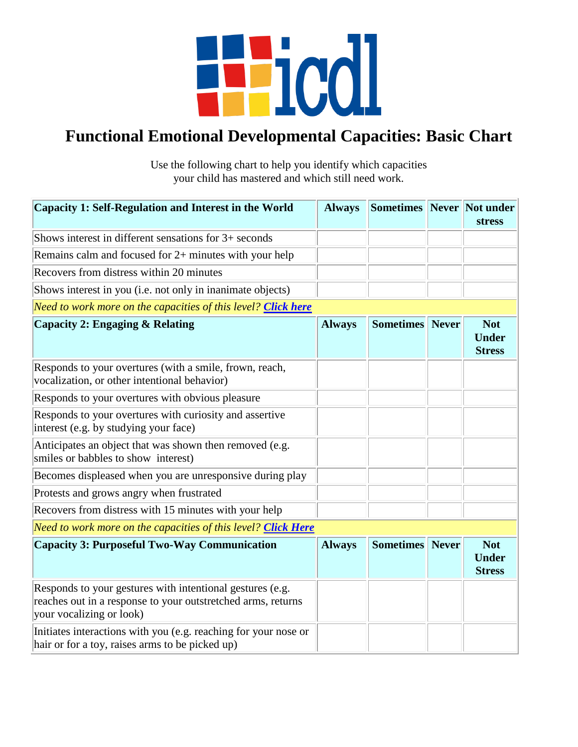# Functional Emotional Developmental Capacities: Basic Chart

Use the following chart to help you identify which capacities your child has mastered and which still need work.

| Capacity 1: Self-Regulation and Interest in the World | Always | Sometimes | Never | Not under stress |
|---|---|---|---|---|
| Shows interest in different sensations for 3+ seconds | | | | |
| Remains calm and focused for 2+ minutes with your help | | | | |
| Recovers from distress within 20 minutes | | | | |
| Shows interest in you (i.e. not only in inanimate objects) | | | | |
| *Need to work more on the capacities of this level? **Click here*** | | | | |
| **Capacity 2: Engaging & Relating** | **Always** | **Sometimes** | **Never** | **Not Under Stress** |
| Responds to your overtures (with a smile, frown, reach, vocalization, or other intentional behavior) | | | | |
| Responds to your overtures with obvious pleasure | | | | |
| Responds to your overtures with curiosity and assertive interest (e.g. by studying your face) | | | | |
| Anticipates an object that was shown then removed (e.g. smiles or babbles to show interest) | | | | |
| Becomes displeased when you are unresponsive during play | | | | |
| Protests and grows angry when frustrated | | | | |
| Recovers from distress with 15 minutes with your help | | | | |
| *Need to work more on the capacities of this level? **Click Here*** | | | | |
| **Capacity 3: Purposeful Two-Way Communication** | **Always** | **Sometimes** | **Never** | **Not Under Stress** |
| Responds to your gestures with intentional gestures (e.g. reaches out in a response to your outstretched arms, returns your vocalizing or look) | | | | |
| Initiates interactions with you (e.g. reaching for your nose or hair or for a toy, raises arms to be picked up) | | | | |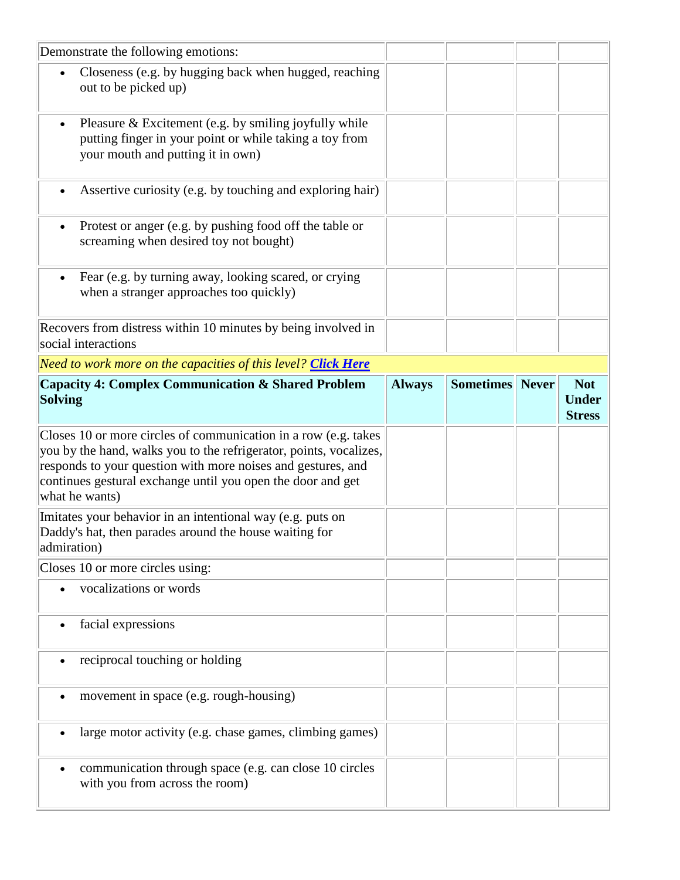| | | | | |
|---|---|---|---|---|
| Demonstrate the following emotions: | | | | |
| • Closeness (e.g. by hugging back when hugged, reaching out to be picked up) | | | | |
| • Pleasure & Excitement (e.g. by smiling joyfully while putting finger in your point or while taking a toy from your mouth and putting it in own) | | | | |
| • Assertive curiosity (e.g. by touching and exploring hair) | | | | |
| • Protest or anger (e.g. by pushing food off the table or screaming when desired toy not bought) | | | | |
| • Fear (e.g. by turning away, looking scared, or crying when a stranger approaches too quickly) | | | | |
| Recovers from distress within 10 minutes by being involved in social interactions | | | | |
| *Need to work more on the capacities of this level? **Click Here*** | | | | |

| **Capacity 4: Complex Communication & Shared Problem Solving** | **Always** | **Sometimes** | **Never** | **Not Under Stress** |
|---|---|---|---|---|
| Closes 10 or more circles of communication in a row (e.g. takes you by the hand, walks you to the refrigerator, points, vocalizes, responds to your question with more noises and gestures, and continues gestural exchange until you open the door and get what he wants) | | | | |
| Imitates your behavior in an intentional way (e.g. puts on Daddy's hat, then parades around the house waiting for admiration) | | | | |
| Closes 10 or more circles using: | | | | |
| • vocalizations or words | | | | |
| • facial expressions | | | | |
| • reciprocal touching or holding | | | | |
| • movement in space (e.g. rough-housing) | | | | |
| • large motor activity (e.g. chase games, climbing games) | | | | |
| • communication through space (e.g. can close 10 circles with you from across the room) | | | | |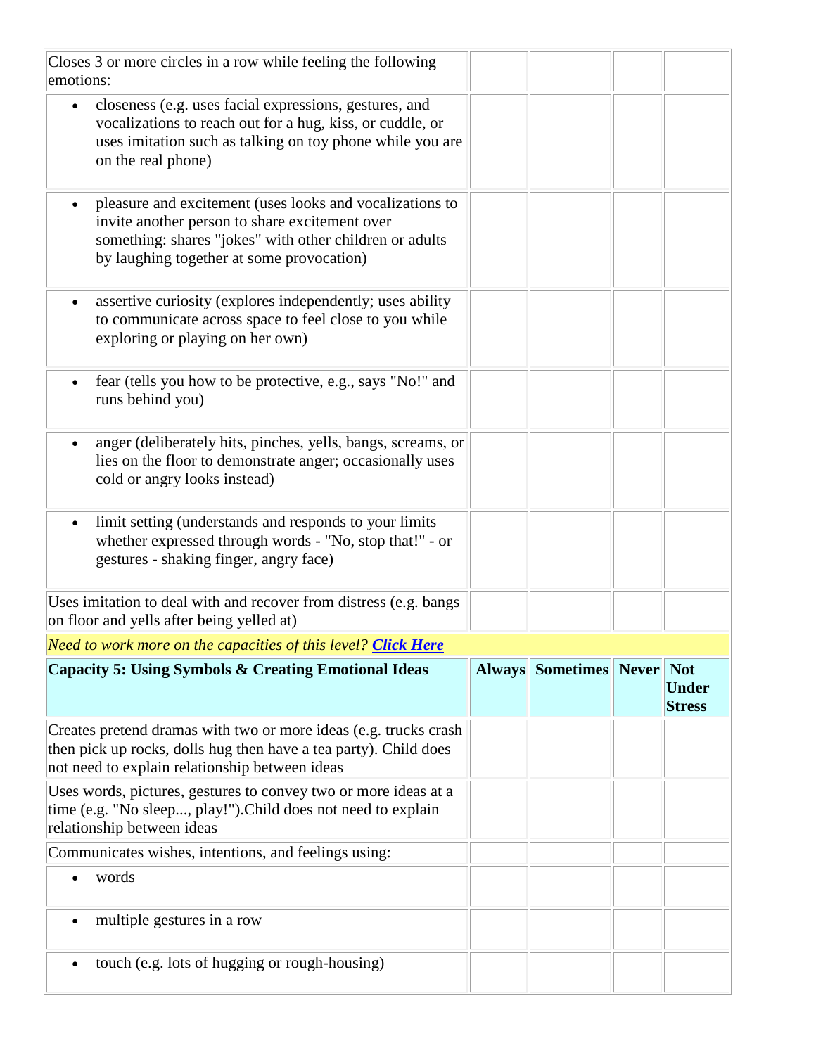| | | | | |
|---|---|---|---|---|
| Closes 3 or more circles in a row while feeling the following emotions: | | | | |
| • closeness (e.g. uses facial expressions, gestures, and vocalizations to reach out for a hug, kiss, or cuddle, or uses imitation such as talking on toy phone while you are on the real phone) | | | | |
| • pleasure and excitement (uses looks and vocalizations to invite another person to share excitement over something: shares "jokes" with other children or adults by laughing together at some provocation) | | | | |
| • assertive curiosity (explores independently; uses ability to communicate across space to feel close to you while exploring or playing on her own) | | | | |
| • fear (tells you how to be protective, e.g., says "No!" and runs behind you) | | | | |
| • anger (deliberately hits, pinches, yells, bangs, screams, or lies on the floor to demonstrate anger; occasionally uses cold or angry looks instead) | | | | |
| • limit setting (understands and responds to your limits whether expressed through words - "No, stop that!" - or gestures - shaking finger, angry face) | | | | |
| Uses imitation to deal with and recover from distress (e.g. bangs on floor and yells after being yelled at) | | | | |
| *Need to work more on the capacities of this level? **Click Here*** | | | | |
| **Capacity 5: Using Symbols & Creating Emotional Ideas** | **Always** | **Sometimes** | **Never** | **Not Under Stress** |
| Creates pretend dramas with two or more ideas (e.g. trucks crash then pick up rocks, dolls hug then have a tea party). Child does not need to explain relationship between ideas | | | | |
| Uses words, pictures, gestures to convey two or more ideas at a time (e.g. "No sleep..., play!").Child does not need to explain relationship between ideas | | | | |
| Communicates wishes, intentions, and feelings using: | | | | |
| • words | | | | |
| • multiple gestures in a row | | | | |
| • touch (e.g. lots of hugging or rough-housing) | | | | |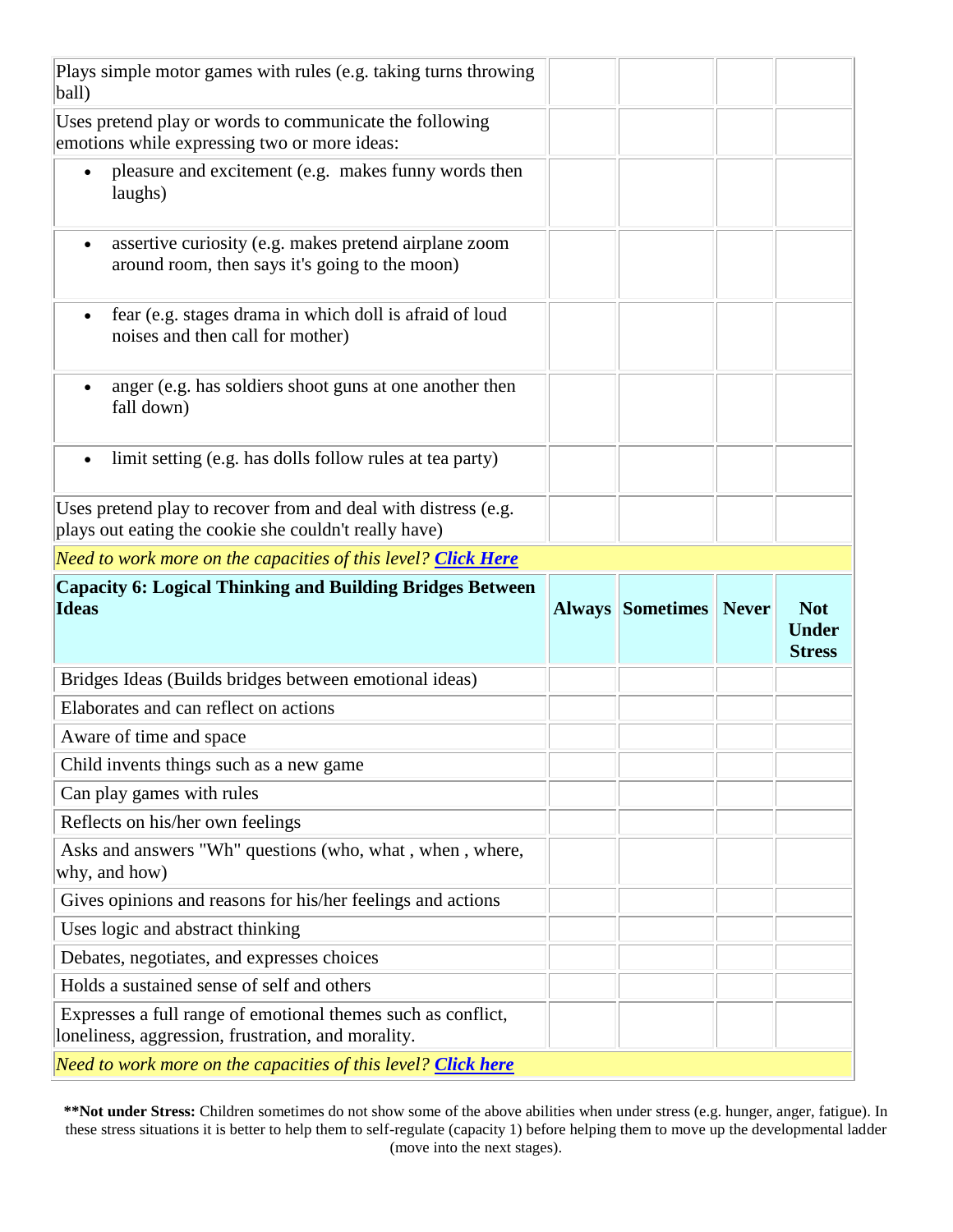| | | | | |
|---|---|---|---|---|
| Plays simple motor games with rules (e.g. taking turns throwing ball) | | | | |
| Uses pretend play or words to communicate the following emotions while expressing two or more ideas: | | | | |
| • pleasure and excitement (e.g. makes funny words then laughs) | | | | |
| • assertive curiosity (e.g. makes pretend airplane zoom around room, then says it's going to the moon) | | | | |
| • fear (e.g. stages drama in which doll is afraid of loud noises and then call for mother) | | | | |
| • anger (e.g. has soldiers shoot guns at one another then fall down) | | | | |
| • limit setting (e.g. has dolls follow rules at tea party) | | | | |
| Uses pretend play to recover from and deal with distress (e.g. plays out eating the cookie she couldn't really have) | | | | |
| *Need to work more on the capacities of this level? **Click Here*** | | | | |

| **Capacity 6: Logical Thinking and Building Bridges Between Ideas** | **Always** | **Sometimes** | **Never** | **Not Under Stress** |
|---|---|---|---|---|
| Bridges Ideas (Builds bridges between emotional ideas) | | | | |
| Elaborates and can reflect on actions | | | | |
| Aware of time and space | | | | |
| Child invents things such as a new game | | | | |
| Can play games with rules | | | | |
| Reflects on his/her own feelings | | | | |
| Asks and answers "Wh" questions (who, what , when , where, why, and how) | | | | |
| Gives opinions and reasons for his/her feelings and actions | | | | |
| Uses logic and abstract thinking | | | | |
| Debates, negotiates, and expresses choices | | | | |
| Holds a sustained sense of self and others | | | | |
| Expresses a full range of emotional themes such as conflict, loneliness, aggression, frustration, and morality. | | | | |
| *Need to work more on the capacities of this level? **Click here*** | | | | |

****Not under Stress:** Children sometimes do not show some of the above abilities when under stress (e.g. hunger, anger, fatigue). In these stress situations it is better to help them to self-regulate (capacity 1) before helping them to move up the developmental ladder (move into the next stages).